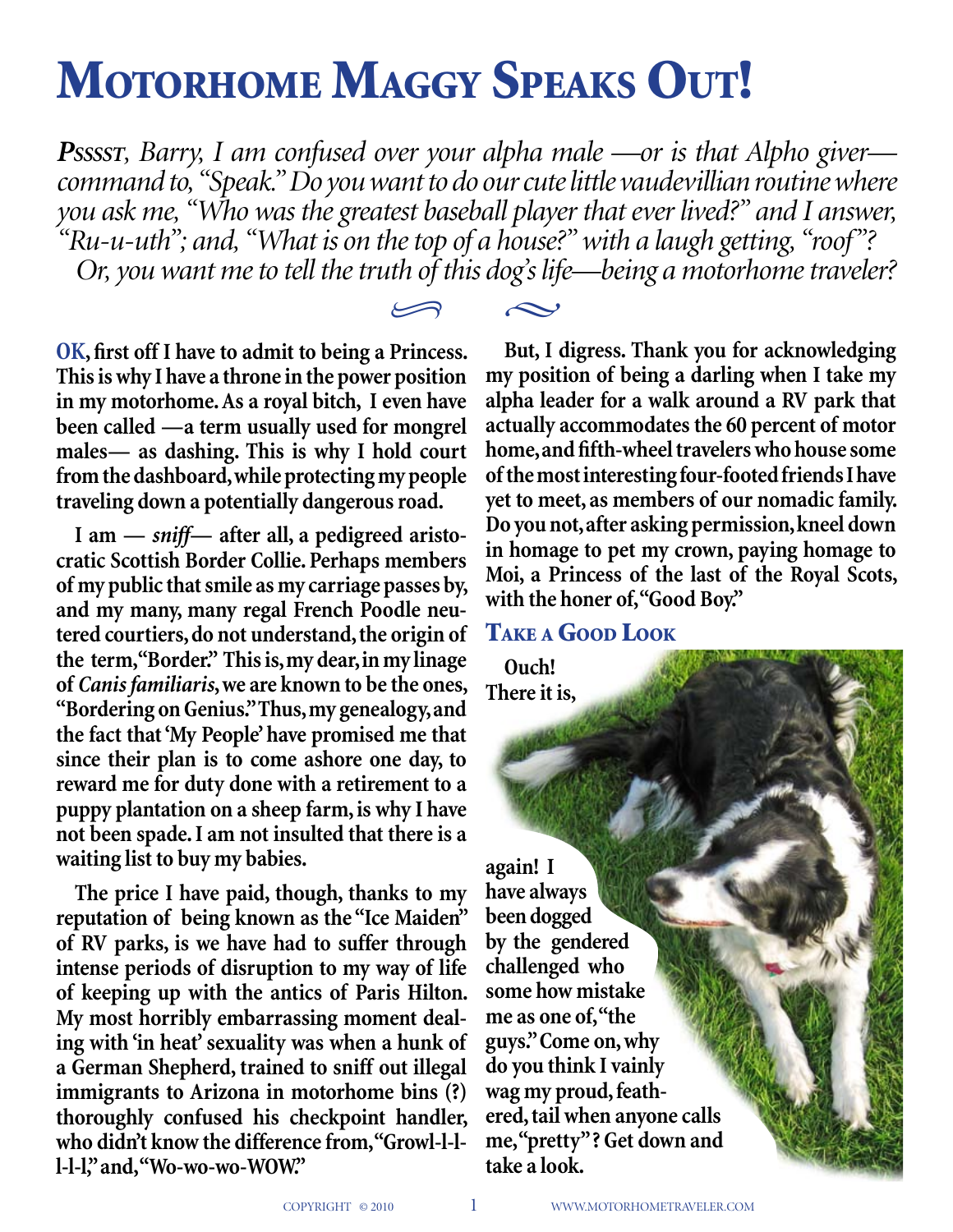# Motorhome Maggy Speaks Out!

***Psssst**, Barry, I am confused over your alpha male —or is that Alpho giver— command to, "Speak." Do you want to do our cute little vaudevillian routine where you ask me, "Who was the greatest baseball player that ever lived?" and I answer, "Ru-u-uth"; and, "What is on the top of a house?" with a laugh getting, "roof"? Or, you want me to tell the truth of this dog's life—being a motorhome traveler?*

**OK, first off I have to admit to being a Princess. This is why I have a throne in the power position in my motorhome. As a royal bitch, I even have been called —a term usually used for mongrel males— as dashing. This is why I hold court from the dashboard, while protecting my people traveling down a potentially dangerous road.**

**I am — *sniff*— after all, a pedigreed aristocratic Scottish Border Collie. Perhaps members of my public that smile as my carriage passes by, and my many, many regal French Poodle neutered courtiers, do not understand, the origin of the term, "Border." This is, my dear, in my linage of *Canis familiaris*, we are known to be the ones, "Bordering on Genius." Thus, my genealogy, and the fact that 'My People' have promised me that since their plan is to come ashore one day, to reward me for duty done with a retirement to a puppy plantation on a sheep farm, is why I have not been spade. I am not insulted that there is a waiting list to buy my babies.**

**The price I have paid, though, thanks to my reputation of being known as the "Ice Maiden" of RV parks, is we have had to suffer through intense periods of disruption to my way of life of keeping up with the antics of Paris Hilton. My most horribly embarrassing moment dealing with 'in heat' sexuality was when a hunk of a German Shepherd, trained to sniff out illegal immigrants to Arizona in motorhome bins (?) thoroughly confused his checkpoint handler, who didn't know the difference from, "Growl-l-l-l-l-l," and, "Wo-wo-wo-WOW."**

**But, I digress. Thank you for acknowledging my position of being a darling when I take my alpha leader for a walk around a RV park that actually accommodates the 60 percent of motor home, and fifth-wheel travelers who house some of the most interesting four-footed friends I have yet to meet, as members of our nomadic family. Do you not, after asking permission, kneel down in homage to pet my crown, paying homage to Moi, a Princess of the last of the Royal Scots, with the honer of, "Good Boy."**

## Take a Good Look

**Ouch! There it is, again! I have always been dogged by the gendered challenged who some how mistake me as one of, "the guys." Come on, why do you think I vainly wag my proud, feathered, tail when anyone calls me, "pretty"? Get down and take a look.**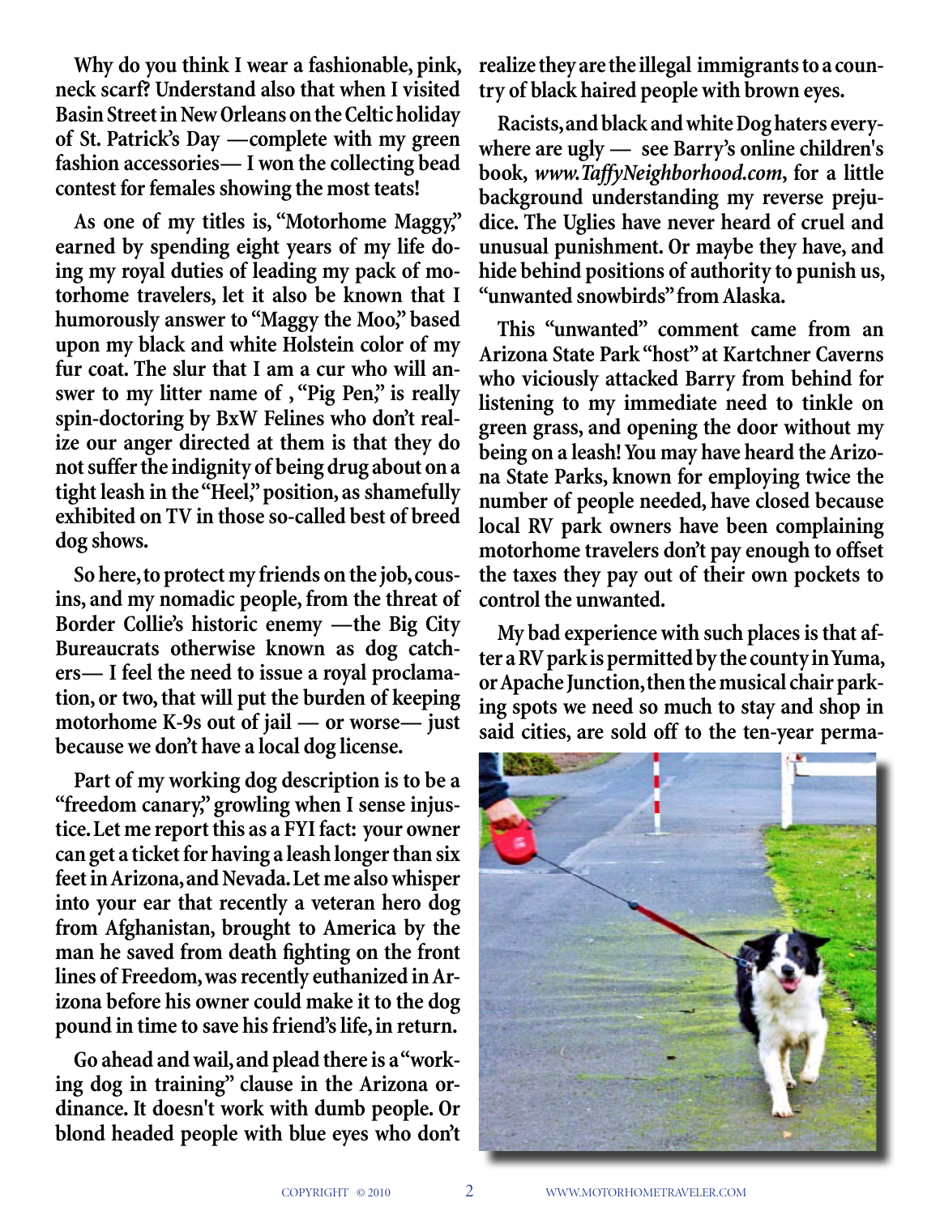**Why do you think I wear a fashionable, pink, neck scarf? Understand also that when I visited Basin Street in New Orleans on the Celtic holiday of St. Patrick's Day —complete with my green fashion accessories— I won the collecting bead contest for females showing the most teats!**

**As one of my titles is, "Motorhome Maggy," earned by spending eight years of my life doing my royal duties of leading my pack of motorhome travelers, let it also be known that I humorously answer to "Maggy the Moo," based upon my black and white Holstein color of my fur coat. The slur that I am a cur who will answer to my litter name of , "Pig Pen," is really spin-doctoring by BxW Felines who don't realize our anger directed at them is that they do not suffer the indignity of being drug about on a tight leash in the "Heel," position, as shamefully exhibited on TV in those so-called best of breed dog shows.**

**So here, to protect my friends on the job, cousins, and my nomadic people, from the threat of Border Collie's historic enemy —the Big City Bureaucrats otherwise known as dog catchers— I feel the need to issue a royal proclamation, or two, that will put the burden of keeping motorhome K-9s out of jail — or worse— just because we don't have a local dog license.**

**Part of my working dog description is to be a "freedom canary," growling when I sense injustice. Let me report this as a FYI fact: your owner can get a ticket for having a leash longer than six feet in Arizona, and Nevada. Let me also whisper into your ear that recently a veteran hero dog from Afghanistan, brought to America by the man he saved from death fighting on the front lines of Freedom, was recently euthanized in Arizona before his owner could make it to the dog pound in time to save his friend's life, in return.**

**Go ahead and wail, and plead there is a "working dog in training" clause in the Arizona ordinance. It doesn't work with dumb people. Or blond headed people with blue eyes who don't realize they are the illegal immigrants to a country of black haired people with brown eyes.**

**Racists, and black and white Dog haters everywhere are ugly — see Barry's online children's book, *www.TaffyNeighborhood.com*, for a little background understanding my reverse prejudice. The Uglies have never heard of cruel and unusual punishment. Or maybe they have, and hide behind positions of authority to punish us, "unwanted snowbirds" from Alaska.**

**This "unwanted" comment came from an Arizona State Park "host" at Kartchner Caverns who viciously attacked Barry from behind for listening to my immediate need to tinkle on green grass, and opening the door without my being on a leash! You may have heard the Arizona State Parks, known for employing twice the number of people needed, have closed because local RV park owners have been complaining motorhome travelers don't pay enough to offset the taxes they pay out of their own pockets to control the unwanted.**

**My bad experience with such places is that after a RV park is permitted by the county in Yuma, or Apache Junction, then the musical chair parking spots we need so much to stay and shop in said cities, are sold off to the ten-year perma-**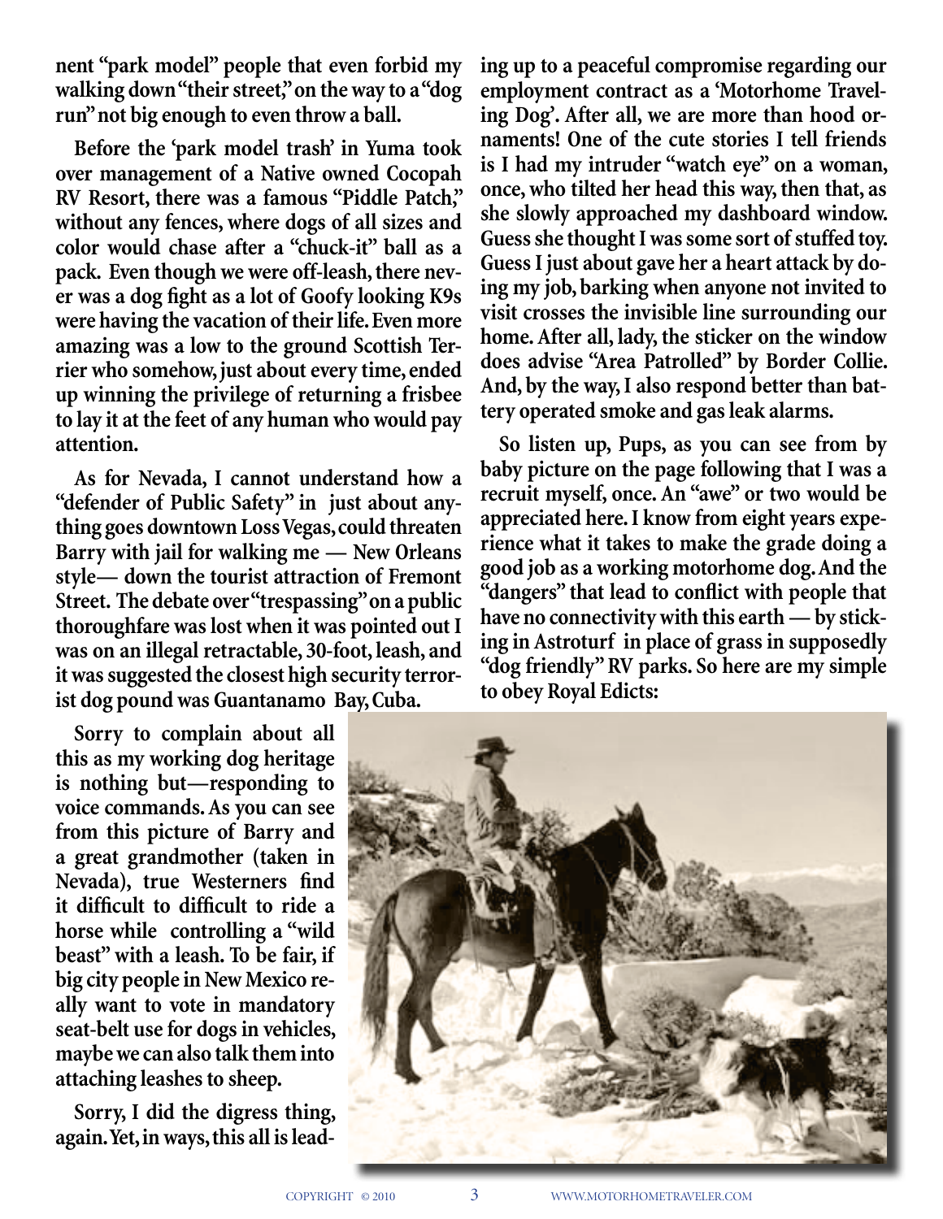nent "park model" people that even forbid my walking down "their street," on the way to a "dog run" not big enough to even throw a ball.

Before the 'park model trash' in Yuma took over management of a Native owned Cocopah RV Resort, there was a famous "Piddle Patch," without any fences, where dogs of all sizes and color would chase after a "chuck-it" ball as a pack. Even though we were off-leash, there never was a dog fight as a lot of Goofy looking K9s were having the vacation of their life. Even more amazing was a low to the ground Scottish Terrier who somehow, just about every time, ended up winning the privilege of returning a frisbee to lay it at the feet of any human who would pay attention.

As for Nevada, I cannot understand how a "defender of Public Safety" in just about anything goes downtown Loss Vegas, could threaten Barry with jail for walking me — New Orleans style— down the tourist attraction of Fremont Street. The debate over "trespassing" on a public thoroughfare was lost when it was pointed out I was on an illegal retractable, 30-foot, leash, and it was suggested the closest high security terrorist dog pound was Guantanamo Bay, Cuba.

Sorry to complain about all this as my working dog heritage is nothing but—responding to voice commands. As you can see from this picture of Barry and a great grandmother (taken in Nevada), true Westerners find it difficult to difficult to ride a horse while controlling a "wild beast" with a leash. To be fair, if big city people in New Mexico really want to vote in mandatory seat-belt use for dogs in vehicles, maybe we can also talk them into attaching leashes to sheep.

Sorry, I did the digress thing, again. Yet, in ways, this all is leading up to a peaceful compromise regarding our employment contract as a 'Motorhome Traveling Dog'. After all, we are more than hood ornaments! One of the cute stories I tell friends is I had my intruder "watch eye" on a woman, once, who tilted her head this way, then that, as she slowly approached my dashboard window. Guess she thought I was some sort of stuffed toy. Guess I just about gave her a heart attack by doing my job, barking when anyone not invited to visit crosses the invisible line surrounding our home. After all, lady, the sticker on the window does advise "Area Patrolled" by Border Collie. And, by the way, I also respond better than battery operated smoke and gas leak alarms.

So listen up, Pups, as you can see from by baby picture on the page following that I was a recruit myself, once. An "awe" or two would be appreciated here. I know from eight years experience what it takes to make the grade doing a good job as a working motorhome dog. And the "dangers" that lead to conflict with people that have no connectivity with this earth — by sticking in Astroturf in place of grass in supposedly "dog friendly" RV parks. So here are my simple to obey Royal Edicts: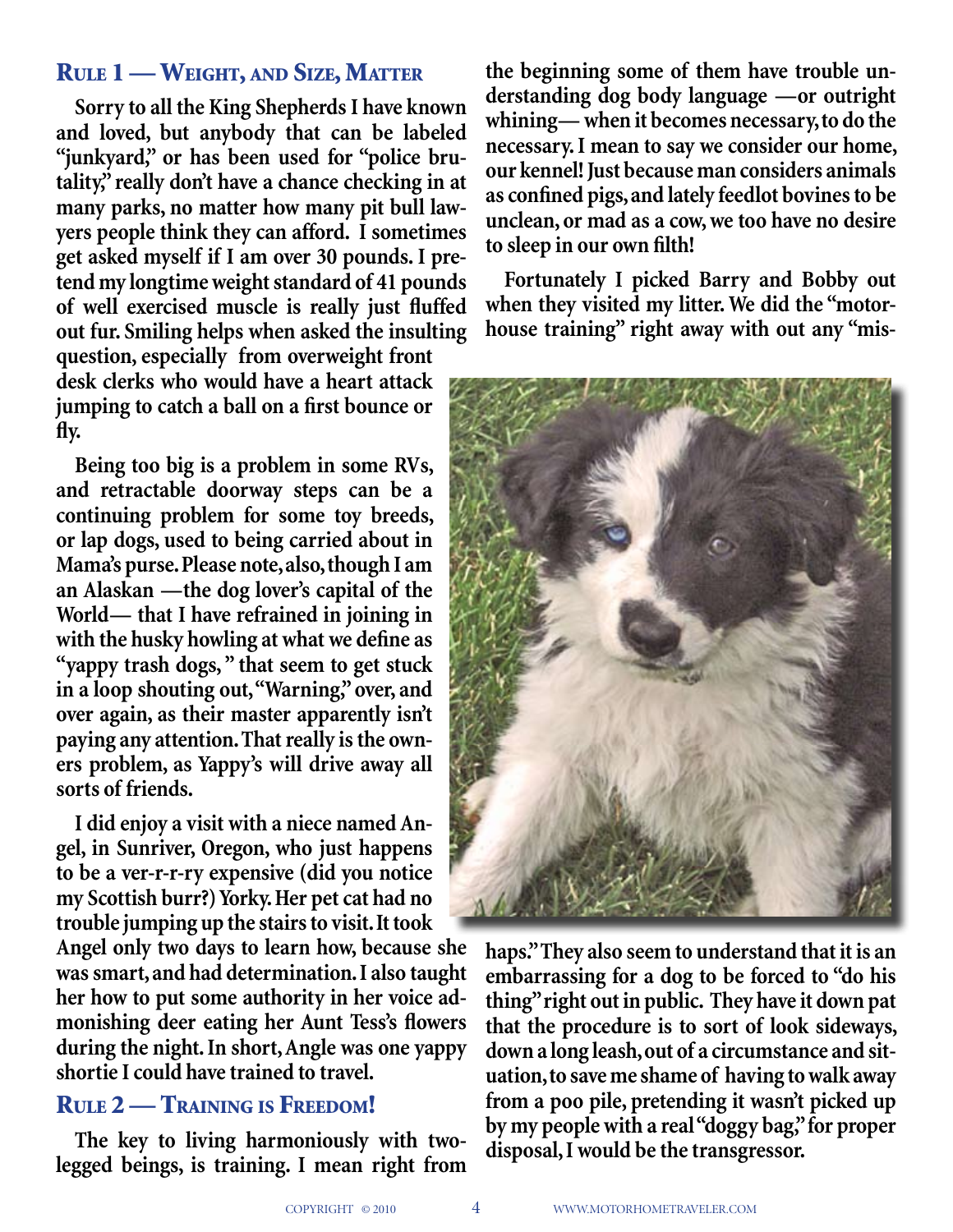## Rule 1 — Weight, and Size, Matter

**Sorry to all the King Shepherds I have known and loved, but anybody that can be labeled "junkyard," or has been used for "police brutality," really don't have a chance checking in at many parks, no matter how many pit bull lawyers people think they can afford. I sometimes get asked myself if I am over 30 pounds. I pretend my longtime weight standard of 41 pounds of well exercised muscle is really just fluffed out fur. Smiling helps when asked the insulting question, especially from overweight front desk clerks who would have a heart attack jumping to catch a ball on a first bounce or fly.**

**Being too big is a problem in some RVs, and retractable doorway steps can be a continuing problem for some toy breeds, or lap dogs, used to being carried about in Mama's purse. Please note, also, though I am an Alaskan —the dog lover's capital of the World— that I have refrained in joining in with the husky howling at what we define as "yappy trash dogs, " that seem to get stuck in a loop shouting out, "Warning," over, and over again, as their master apparently isn't paying any attention. That really is the owners problem, as Yappy's will drive away all sorts of friends.**

**I did enjoy a visit with a niece named Angel, in Sunriver, Oregon, who just happens to be a ver-r-r-ry expensive (did you notice my Scottish burr?) Yorky. Her pet cat had no trouble jumping up the stairs to visit. It took Angel only two days to learn how, because she was smart, and had determination. I also taught her how to put some authority in her voice admonishing deer eating her Aunt Tess's flowers during the night. In short, Angle was one yappy shortie I could have trained to travel.**

## Rule 2 — Training is Freedom!

**The key to living harmoniously with two-legged beings, is training. I mean right from the beginning some of them have trouble understanding dog body language —or outright whining— when it becomes necessary, to do the necessary. I mean to say we consider our home, our kennel! Just because man considers animals as confined pigs, and lately feedlot bovines to be unclean, or mad as a cow, we too have no desire to sleep in our own filth!**

**Fortunately I picked Barry and Bobby out when they visited my litter. We did the "motorhouse training" right away with out any "mishaps." They also seem to understand that it is an embarrassing for a dog to be forced to "do his thing" right out in public. They have it down pat that the procedure is to sort of look sideways, down a long leash, out of a circumstance and situation, to save me shame of having to walk away from a poo pile, pretending it wasn't picked up by my people with a real "doggy bag," for proper disposal, I would be the transgressor.**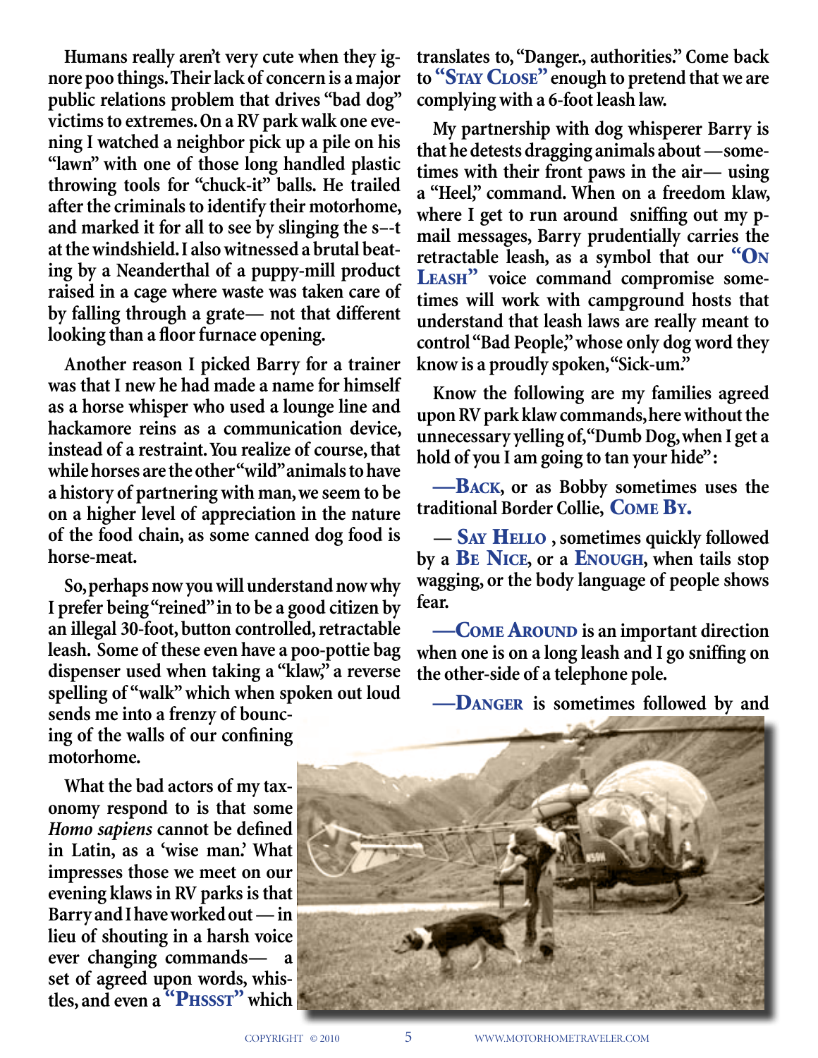Humans really aren't very cute when they ignore poo things. Their lack of concern is a major public relations problem that drives "bad dog" victims to extremes. On a RV park walk one evening I watched a neighbor pick up a pile on his "lawn" with one of those long handled plastic throwing tools for "chuck-it" balls. He trailed after the criminals to identify their motorhome, and marked it for all to see by slinging the s--t at the windshield. I also witnessed a brutal beating by a Neanderthal of a puppy-mill product raised in a cage where waste was taken care of by falling through a grate— not that different looking than a floor furnace opening.

Another reason I picked Barry for a trainer was that I new he had made a name for himself as a horse whisper who used a lounge line and hackamore reins as a communication device, instead of a restraint. You realize of course, that while horses are the other "wild" animals to have a history of partnering with man, we seem to be on a higher level of appreciation in the nature of the food chain, as some canned dog food is horse-meat.

So, perhaps now you will understand now why I prefer being "reined" in to be a good citizen by an illegal 30-foot, button controlled, retractable leash. Some of these even have a poo-pottie bag dispenser used when taking a "klaw," a reverse spelling of "walk" which when spoken out loud sends me into a frenzy of bouncing of the walls of our confining motorhome.

What the bad actors of my taxonomy respond to is that some *Homo sapiens* cannot be defined in Latin, as a 'wise man.' What impresses those we meet on our evening klaws in RV parks is that Barry and I have worked out — in lieu of shouting in a harsh voice ever changing commands— a set of agreed upon words, whistles, and even a **"PHSSST"** which translates to, "Danger., authorities." Come back to **"STAY CLOSE"** enough to pretend that we are complying with a 6-foot leash law.

My partnership with dog whisperer Barry is that he detests dragging animals about —sometimes with their front paws in the air— using a "Heel," command. When on a freedom klaw, where I get to run around sniffing out my p-mail messages, Barry prudentially carries the retractable leash, as a symbol that our **"ON LEASH"** voice command compromise sometimes will work with campground hosts that understand that leash laws are really meant to control "Bad People," whose only dog word they know is a proudly spoken, "Sick-um."

Know the following are my families agreed upon RV park klaw commands, here without the unnecessary yelling of, "Dumb Dog, when I get a hold of you I am going to tan your hide":

**—BACK**, or as Bobby sometimes uses the traditional Border Collie, **COME BY.**

**— SAY HELLO** , sometimes quickly followed by a **BE NICE**, or a **ENOUGH**, when tails stop wagging, or the body language of people shows fear.

**—COME AROUND** is an important direction when one is on a long leash and I go sniffing on the other-side of a telephone pole.

**—DANGER** is sometimes followed by and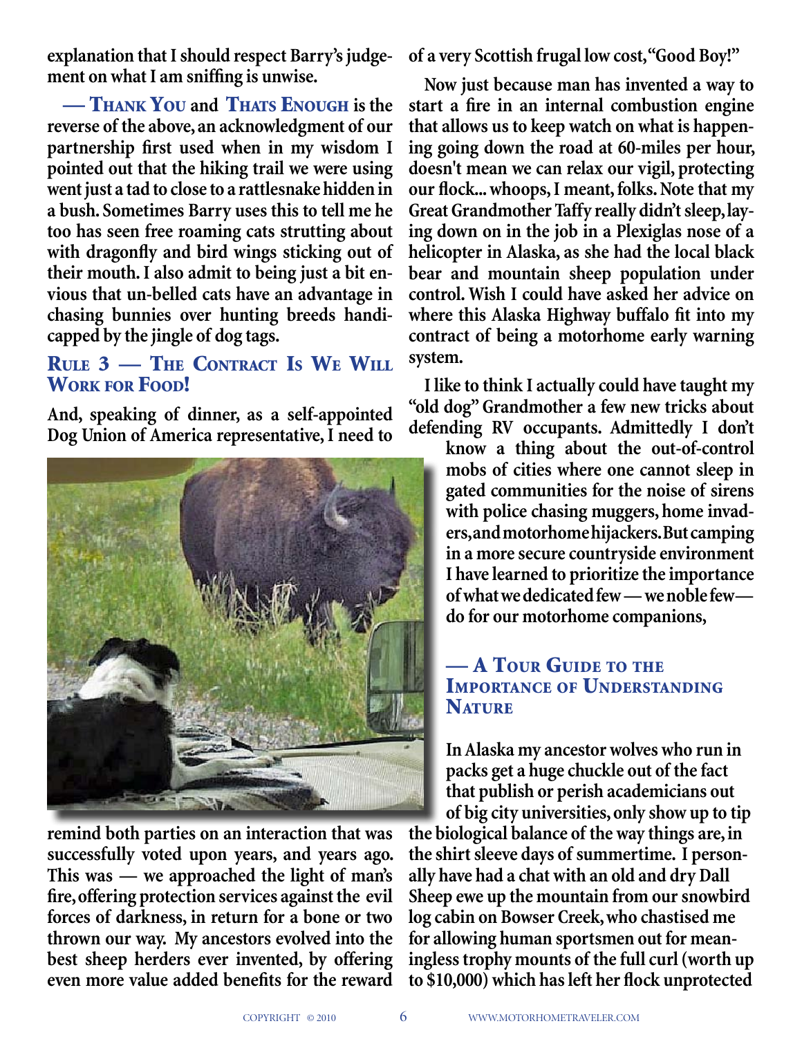explanation that I should respect Barry's judgement on what I am sniffing is unwise.

**— Thank You** and **Thats Enough** is the reverse of the above, an acknowledgment of our partnership first used when in my wisdom I pointed out that the hiking trail we were using went just a tad to close to a rattlesnake hidden in a bush. Sometimes Barry uses this to tell me he too has seen free roaming cats strutting about with dragonfly and bird wings sticking out of their mouth. I also admit to being just a bit envious that un-belled cats have an advantage in chasing bunnies over hunting breeds handicapped by the jingle of dog tags.

## Rule 3 — The Contract Is We Will Work for Food!

And, speaking of dinner, as a self-appointed Dog Union of America representative, I need to remind both parties on an interaction that was successfully voted upon years, and years ago. This was — we approached the light of man's fire, offering protection services against the evil forces of darkness, in return for a bone or two thrown our way. My ancestors evolved into the best sheep herders ever invented, by offering even more value added benefits for the reward of a very Scottish frugal low cost, "Good Boy!"

Now just because man has invented a way to start a fire in an internal combustion engine that allows us to keep watch on what is happening going down the road at 60-miles per hour, doesn't mean we can relax our vigil, protecting our flock... whoops, I meant, folks. Note that my Great Grandmother Taffy really didn't sleep, laying down on in the job in a Plexiglas nose of a helicopter in Alaska, as she had the local black bear and mountain sheep population under control. Wish I could have asked her advice on where this Alaska Highway buffalo fit into my contract of being a motorhome early warning system.

I like to think I actually could have taught my "old dog" Grandmother a few new tricks about defending RV occupants. Admittedly I don't know a thing about the out-of-control mobs of cities where one cannot sleep in gated communities for the noise of sirens with police chasing muggers, home invaders, and motorhome hijackers. But camping in a more secure countryside environment I have learned to prioritize the importance of what we dedicated few — we noble few— do for our motorhome companions,

### — A Tour Guide to the Importance of Understanding Nature

In Alaska my ancestor wolves who run in packs get a huge chuckle out of the fact that publish or perish academicians out of big city universities, only show up to tip the biological balance of the way things are, in the shirt sleeve days of summertime. I personally have had a chat with an old and dry Dall Sheep ewe up the mountain from our snowbird log cabin on Bowser Creek, who chastised me for allowing human sportsmen out for meaningless trophy mounts of the full curl (worth up to $10,000) which has left her flock unprotected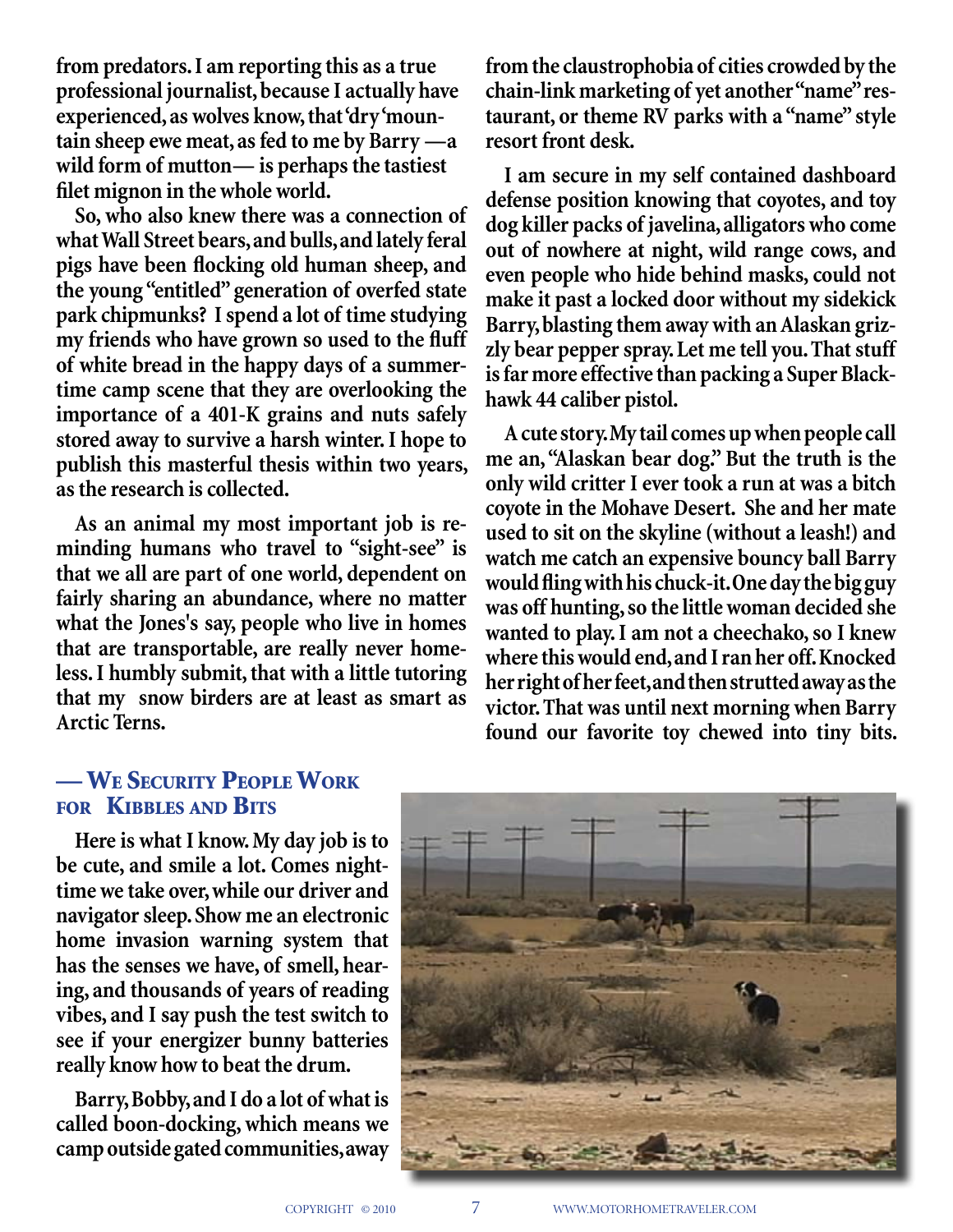from predators. I am reporting this as a true professional journalist, because I actually have experienced, as wolves know, that 'dry 'mountain sheep ewe meat, as fed to me by Barry —a wild form of mutton— is perhaps the tastiest filet mignon in the whole world.

So, who also knew there was a connection of what Wall Street bears, and bulls, and lately feral pigs have been flocking old human sheep, and the young "entitled" generation of overfed state park chipmunks? I spend a lot of time studying my friends who have grown so used to the fluff of white bread in the happy days of a summertime camp scene that they are overlooking the importance of a 401-K grains and nuts safely stored away to survive a harsh winter. I hope to publish this masterful thesis within two years, as the research is collected.

As an animal my most important job is reminding humans who travel to "sight-see" is that we all are part of one world, dependent on fairly sharing an abundance, where no matter what the Jones's say, people who live in homes that are transportable, are really never homeless. I humbly submit, that with a little tutoring that my snow birders are at least as smart as Arctic Terns.

## — We Security People Work for Kibbles and Bits

Here is what I know. My day job is to be cute, and smile a lot. Comes nighttime we take over, while our driver and navigator sleep. Show me an electronic home invasion warning system that has the senses we have, of smell, hearing, and thousands of years of reading vibes, and I say push the test switch to see if your energizer bunny batteries really know how to beat the drum.

Barry, Bobby, and I do a lot of what is called boon-docking, which means we camp outside gated communities, away from the claustrophobia of cities crowded by the chain-link marketing of yet another "name" restaurant, or theme RV parks with a "name" style resort front desk.

I am secure in my self contained dashboard defense position knowing that coyotes, and toy dog killer packs of javelina, alligators who come out of nowhere at night, wild range cows, and even people who hide behind masks, could not make it past a locked door without my sidekick Barry, blasting them away with an Alaskan grizzly bear pepper spray. Let me tell you. That stuff is far more effective than packing a Super Blackhawk 44 caliber pistol.

A cute story. My tail comes up when people call me an, "Alaskan bear dog." But the truth is the only wild critter I ever took a run at was a bitch coyote in the Mohave Desert. She and her mate used to sit on the skyline (without a leash!) and watch me catch an expensive bouncy ball Barry would fling with his chuck-it. One day the big guy was off hunting, so the little woman decided she wanted to play. I am not a cheechako, so I knew where this would end, and I ran her off. Knocked her right of her feet, and then strutted away as the victor. That was until next morning when Barry found our favorite toy chewed into tiny bits.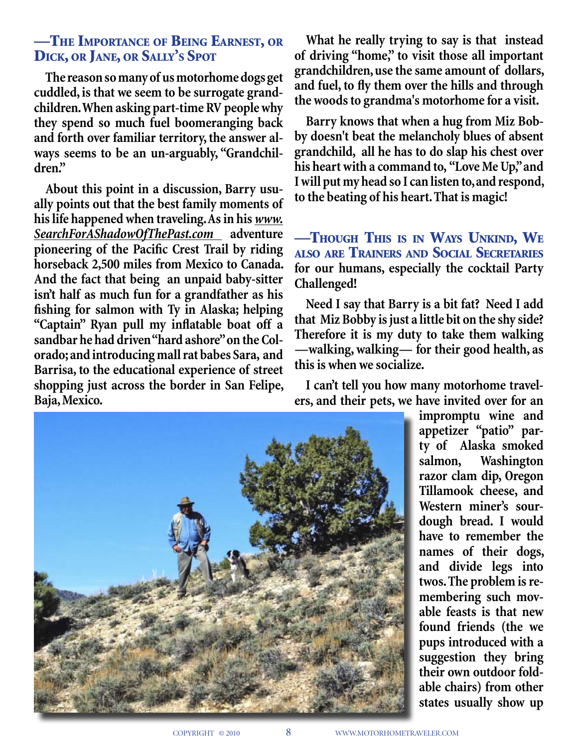## —The Importance of Being Earnest, or Dick, or Jane, or Sally's Spot

**The reason so many of us motorhome dogs get cuddled, is that we seem to be surrogate grandchildren. When asking part-time RV people why they spend so much fuel boomeranging back and forth over familiar territory, the answer always seems to be an un-arguably, "Grandchildren."**

**About this point in a discussion, Barry usually points out that the best family moments of his life happened when traveling. As in his *www.SearchForAShadowOfThePast.com* adventure pioneering of the Pacific Crest Trail by riding horseback 2,500 miles from Mexico to Canada. And the fact that being an unpaid baby-sitter isn't half as much fun for a grandfather as his fishing for salmon with Ty in Alaska; helping "Captain" Ryan pull my inflatable boat off a sandbar he had driven "hard ashore" on the Colorado; and introducing mall rat babes Sara, and Barrisa, to the educational experience of street shopping just across the border in San Felipe, Baja, Mexico.**

**What he really trying to say is that instead of driving "home," to visit those all important grandchildren, use the same amount of dollars, and fuel, to fly them over the hills and through the woods to grandma's motorhome for a visit.**

**Barry knows that when a hug from Miz Bobby doesn't beat the melancholy blues of absent grandchild, all he has to do slap his chest over his heart with a command to, "Love Me Up," and I will put my head so I can listen to, and respond, to the beating of his heart. That is magic!**

## —Though This is in Ways Unkind, We also are Trainers and Social Secretaries

**for our humans, especially the cocktail Party Challenged!**

**Need I say that Barry is a bit fat? Need I add that Miz Bobby is just a little bit on the shy side? Therefore it is my duty to take them walking —walking, walking— for their good health, as this is when we socialize.**

**I can't tell you how many motorhome travelers, and their pets, we have invited over for an impromptu wine and appetizer "patio" party of Alaska smoked salmon, Washington razor clam dip, Oregon Tillamook cheese, and Western miner's sourdough bread. I would have to remember the names of their dogs, and divide legs into twos. The problem is remembering such movable feasts is that new found friends (the we pups introduced with a suggestion they bring their own outdoor foldable chairs) from other states usually show up**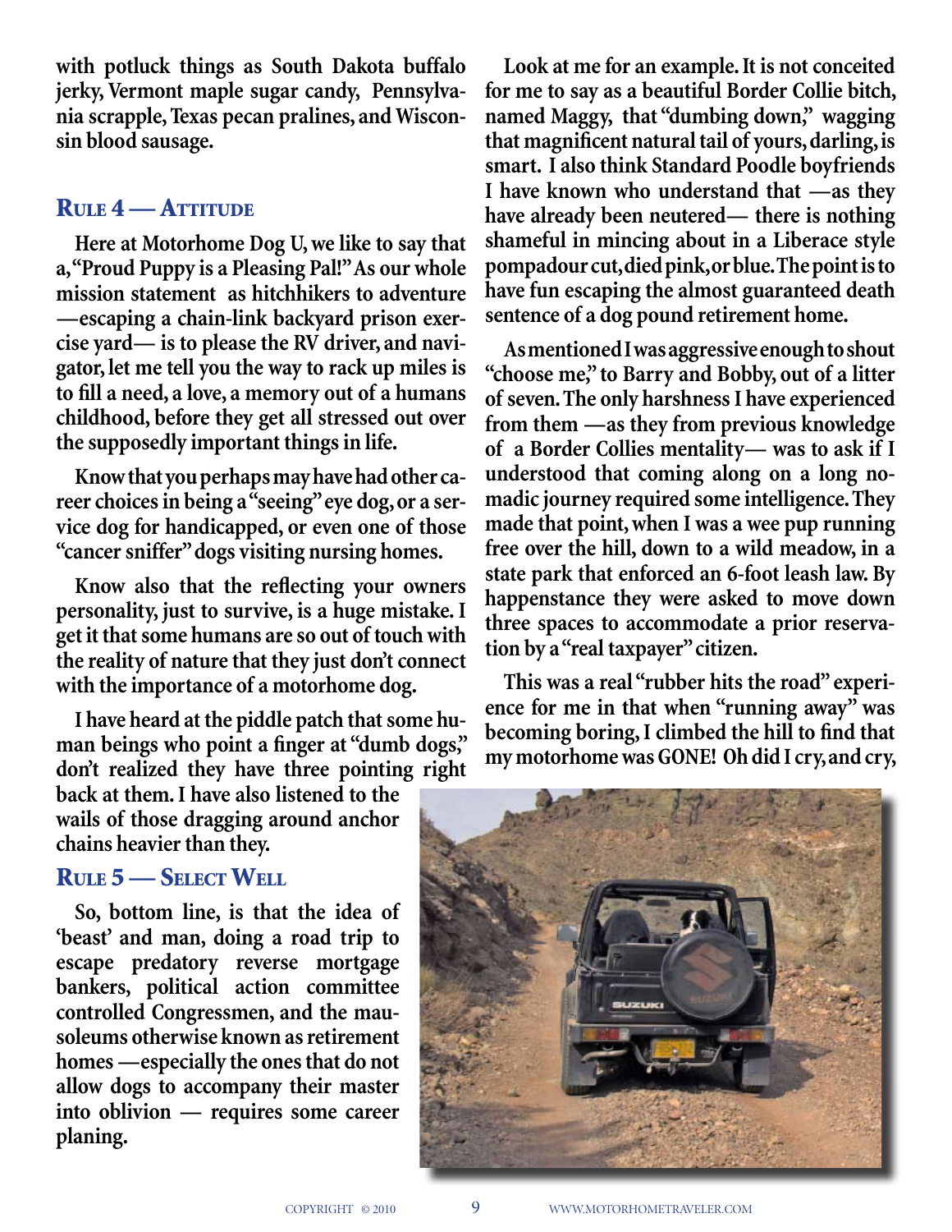with potluck things as South Dakota buffalo jerky, Vermont maple sugar candy, Pennsylvania scrapple, Texas pecan pralines, and Wisconsin blood sausage.

## Rule 4 — Attitude

Here at Motorhome Dog U, we like to say that a, "Proud Puppy is a Pleasing Pal!" As our whole mission statement as hitchhikers to adventure —escaping a chain-link backyard prison exercise yard— is to please the RV driver, and navigator, let me tell you the way to rack up miles is to fill a need, a love, a memory out of a humans childhood, before they get all stressed out over the supposedly important things in life.

Know that you perhaps may have had other career choices in being a "seeing" eye dog, or a service dog for handicapped, or even one of those "cancer sniffer" dogs visiting nursing homes.

Know also that the reflecting your owners personality, just to survive, is a huge mistake. I get it that some humans are so out of touch with the reality of nature that they just don't connect with the importance of a motorhome dog.

I have heard at the piddle patch that some human beings who point a finger at "dumb dogs," don't realized they have three pointing right back at them. I have also listened to the wails of those dragging around anchor chains heavier than they.

## Rule 5 — Select Well

So, bottom line, is that the idea of 'beast' and man, doing a road trip to escape predatory reverse mortgage bankers, political action committee controlled Congressmen, and the mausoleums otherwise known as retirement homes —especially the ones that do not allow dogs to accompany their master into oblivion — requires some career planing.

Look at me for an example. It is not conceited for me to say as a beautiful Border Collie bitch, named Maggy, that "dumbing down," wagging that magnificent natural tail of yours, darling, is smart. I also think Standard Poodle boyfriends I have known who understand that —as they have already been neutered— there is nothing shameful in mincing about in a Liberace style pompadour cut, died pink, or blue. The point is to have fun escaping the almost guaranteed death sentence of a dog pound retirement home.

As mentioned I was aggressive enough to shout "choose me," to Barry and Bobby, out of a litter of seven. The only harshness I have experienced from them —as they from previous knowledge of a Border Collies mentality— was to ask if I understood that coming along on a long nomadic journey required some intelligence. They made that point, when I was a wee pup running free over the hill, down to a wild meadow, in a state park that enforced an 6-foot leash law. By happenstance they were asked to move down three spaces to accommodate a prior reservation by a "real taxpayer" citizen.

This was a real "rubber hits the road" experience for me in that when "running away" was becoming boring, I climbed the hill to find that my motorhome was GONE! Oh did I cry, and cry,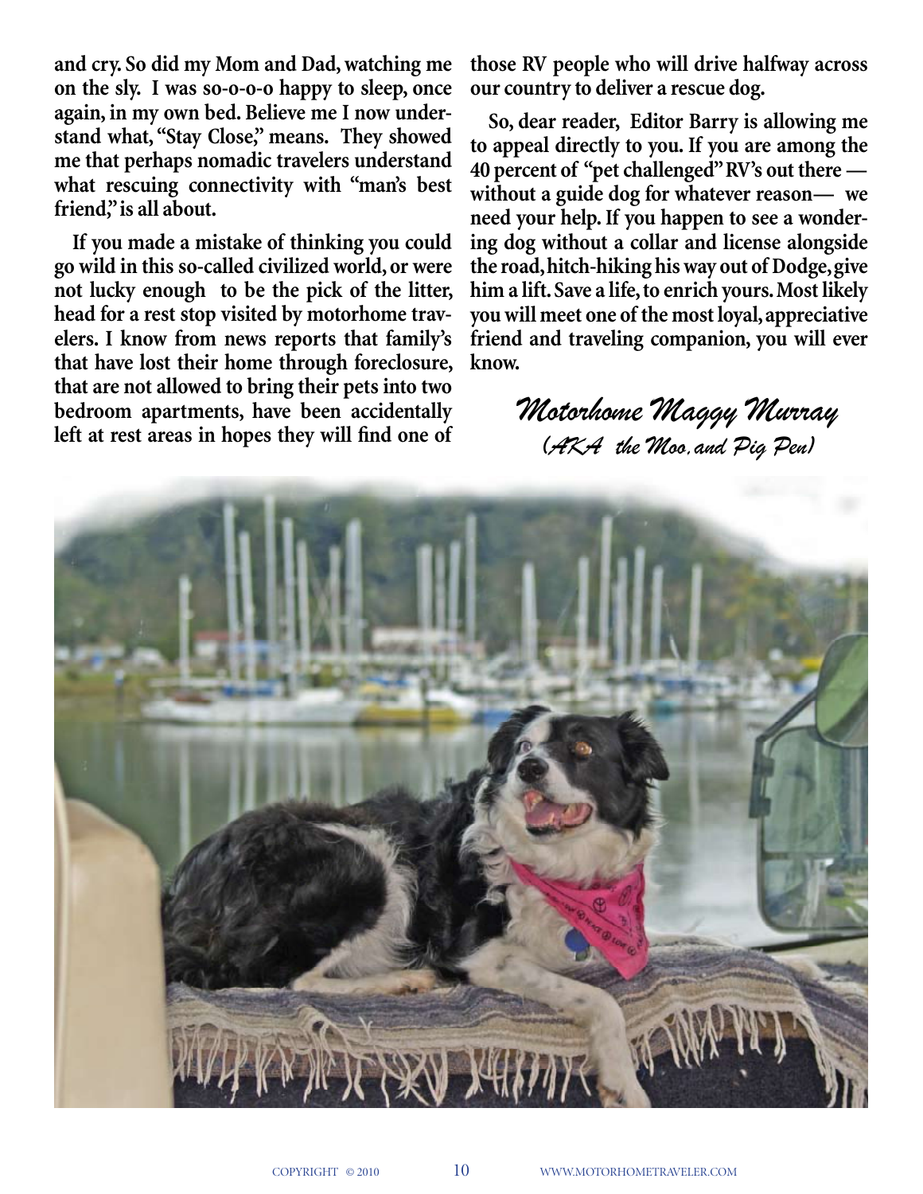**and cry. So did my Mom and Dad, watching me on the sly. I was so-o-o-o happy to sleep, once again, in my own bed. Believe me I now understand what, "Stay Close," means. They showed me that perhaps nomadic travelers understand what rescuing connectivity with "man's best friend," is all about.**

**If you made a mistake of thinking you could go wild in this so-called civilized world, or were not lucky enough to be the pick of the litter, head for a rest stop visited by motorhome travelers. I know from news reports that family's that have lost their home through foreclosure, that are not allowed to bring their pets into two bedroom apartments, have been accidentally left at rest areas in hopes they will find one of those RV people who will drive halfway across our country to deliver a rescue dog.**

**So, dear reader, Editor Barry is allowing me to appeal directly to you. If you are among the 40 percent of "pet challenged" RV's out there — without a guide dog for whatever reason— we need your help. If you happen to see a wondering dog without a collar and license alongside the road, hitch-hiking his way out of Dodge, give him a lift. Save a life, to enrich yours. Most likely you will meet one of the most loyal, appreciative friend and traveling companion, you will ever know.**

*Motorhome Maggy Murray*
*(AKA the Moo, and Pig Pen)*